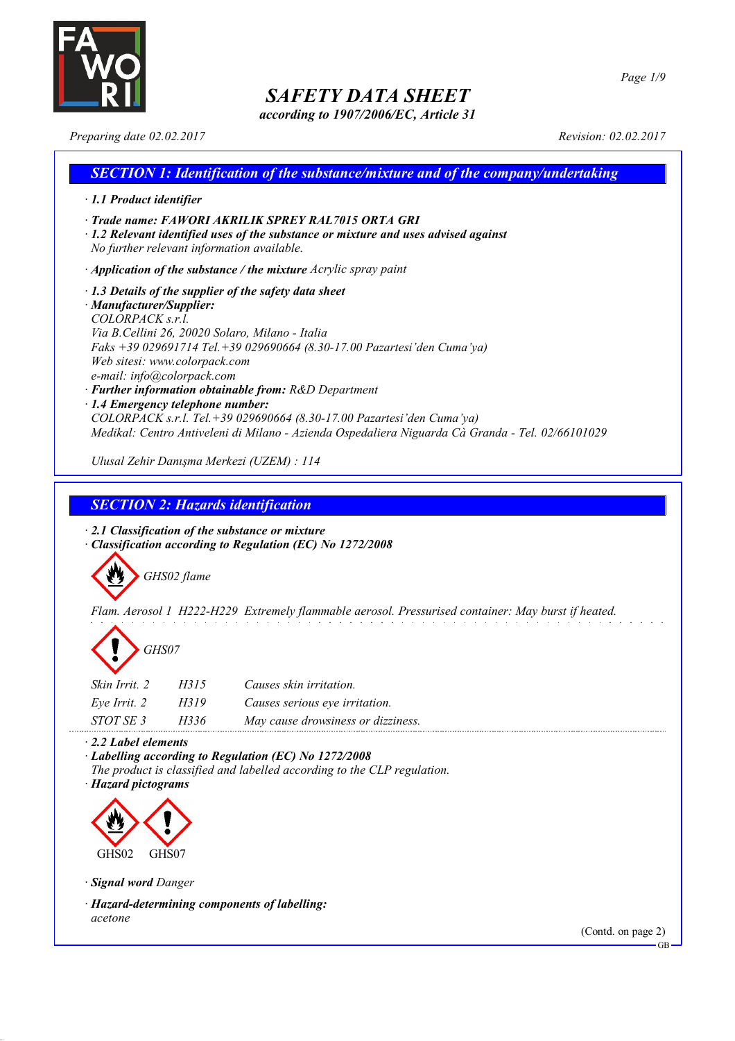# SAFETY DATA SHEET

*according to 1907/2006/EC, Article 31*

*Preparing date 02.02.2017* *Revision: 02.02.2017*

## SECTION 1: Identification of the substance/mixture and of the company/undertaking

· **1.1 Product identifier**

· **Trade name: FAWORI AKRILIK SPREY RAL7015 ORTA GRI**

· **1.2 Relevant identified uses of the substance or mixture and uses advised against**
No further relevant information available.

· **Application of the substance / the mixture** Acrylic spray paint

· **1.3 Details of the supplier of the safety data sheet**

· **Manufacturer/Supplier:**
COLORPACK s.r.l.
Via B.Cellini 26, 20020 Solaro, Milano - Italia
Faks +39 029691714 Tel.+39 029690664 (8.30-17.00 Pazartesi'den Cuma'ya)
Web sitesi: www.colorpack.com
e-mail: info@colorpack.com

· **Further information obtainable from:** R&D Department

· **1.4 Emergency telephone number:**
COLORPACK s.r.l. Tel.+39 029690664 (8.30-17.00 Pazartesi'den Cuma'ya)
Medikal: Centro Antiveleni di Milano - Azienda Ospedaliera Niguarda Cà Granda - Tel. 02/66101029

Ulusal Zehir Danışma Merkezi (UZEM) : 114

## SECTION 2: Hazards identification

· **2.1 Classification of the substance or mixture**

· **Classification according to Regulation (EC) No 1272/2008**

GHS02 flame

Flam. Aerosol 1 H222-H229 Extremely flammable aerosol. Pressurised container: May burst if heated.

GHS07

| | | |
|---|---|---|
| Skin Irrit. 2 | H315 | Causes skin irritation. |
| Eye Irrit. 2 | H319 | Causes serious eye irritation. |
| STOT SE 3 | H336 | May cause drowsiness or dizziness. |

· **2.2 Label elements**

· **Labelling according to Regulation (EC) No 1272/2008**
The product is classified and labelled according to the CLP regulation.

· **Hazard pictograms**

GHS02 GHS07

· **Signal word** Danger

· **Hazard-determining components of labelling:**
acetone

(Contd. on page 2)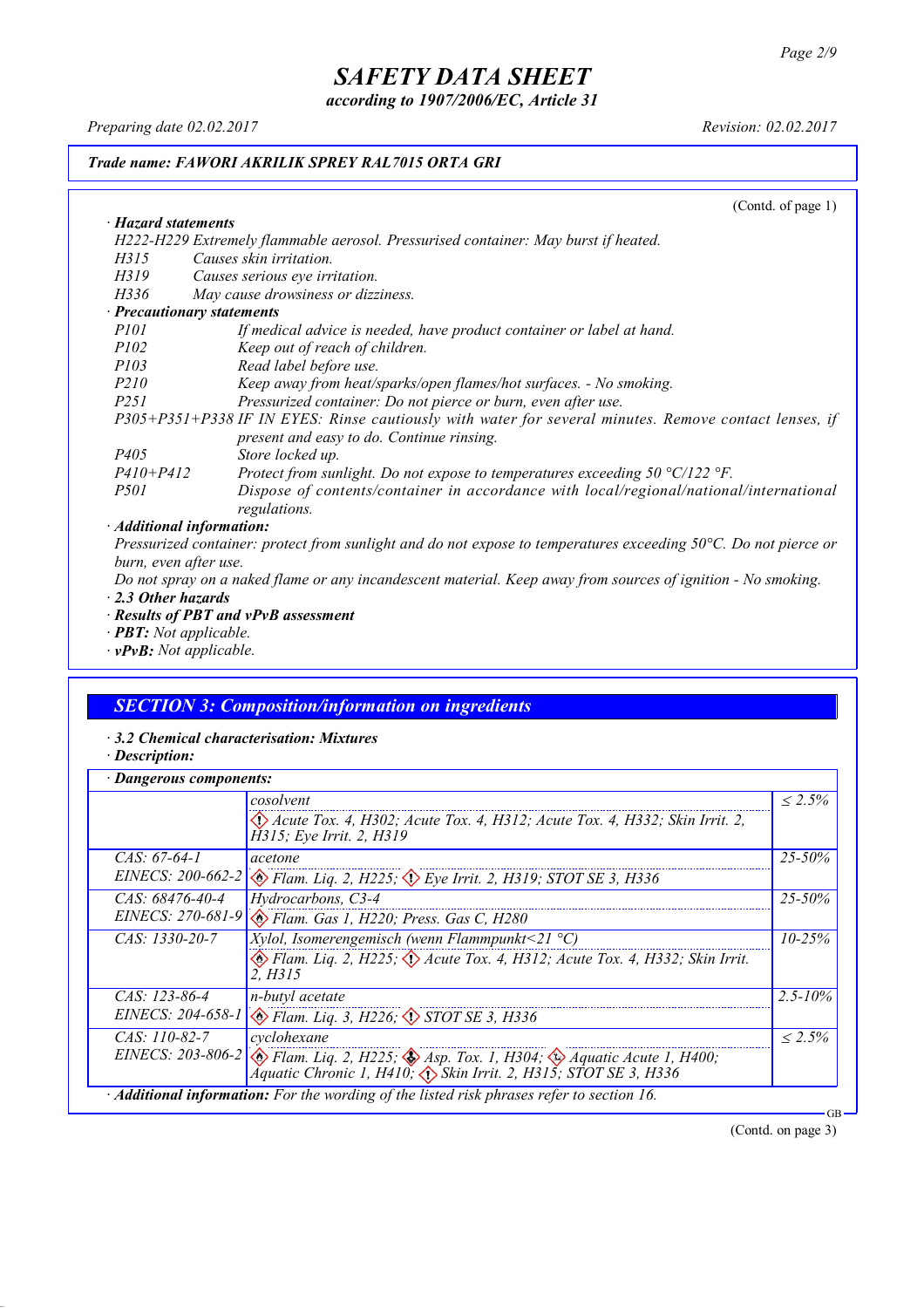*Trade name: FAWORI AKRILIK SPREY RAL7015 ORTA GRI*

(Contd. of page 1)

· **Hazard statements**

H222-H229 Extremely flammable aerosol. Pressurised container: May burst if heated.

| | |
|---|---|
| H315 | Causes skin irritation. |
| H319 | Causes serious eye irritation. |
| H336 | May cause drowsiness or dizziness. |

· **Precautionary statements**

| | |
|---|---|
| P101 | If medical advice is needed, have product container or label at hand. |
| P102 | Keep out of reach of children. |
| P103 | Read label before use. |
| P210 | Keep away from heat/sparks/open flames/hot surfaces. - No smoking. |
| P251 | Pressurized container: Do not pierce or burn, even after use. |
| P305+P351+P338 | IF IN EYES: Rinse cautiously with water for several minutes. Remove contact lenses, if present and easy to do. Continue rinsing. |
| P405 | Store locked up. |
| P410+P412 | Protect from sunlight. Do not expose to temperatures exceeding 50 °C/122 °F. |
| P501 | Dispose of contents/container in accordance with local/regional/national/international regulations. |

· **Additional information:**

Pressurized container: protect from sunlight and do not expose to temperatures exceeding 50°C. Do not pierce or burn, even after use.

Do not spray on a naked flame or any incandescent material. Keep away from sources of ignition - No smoking.

· **2.3 Other hazards**

· **Results of PBT and vPvB assessment**

· **PBT:** Not applicable.

· **vPvB:** Not applicable.

## SECTION 3: Composition/information on ingredients

· **3.2 Chemical characterisation: Mixtures**

· **Description:**

· **Dangerous components:**

| | | |
|---|---|---|
| | cosolvent<br>Acute Tox. 4, H302; Acute Tox. 4, H312; Acute Tox. 4, H332; Skin Irrit. 2, H315; Eye Irrit. 2, H319 | ≤ 2.5% |
| CAS: 67-64-1<br>EINECS: 200-662-2 | acetone<br>Flam. Liq. 2, H225; Eye Irrit. 2, H319; STOT SE 3, H336 | 25-50% |
| CAS: 68476-40-4<br>EINECS: 270-681-9 | Hydrocarbons, C3-4<br>Flam. Gas 1, H220; Press. Gas C, H280 | 25-50% |
| CAS: 1330-20-7 | Xylol, Isomerengemisch (wenn Flammpunkt<21 °C)<br>Flam. Liq. 2, H225; Acute Tox. 4, H312; Acute Tox. 4, H332; Skin Irrit. 2, H315 | 10-25% |
| CAS: 123-86-4<br>EINECS: 204-658-1 | n-butyl acetate<br>Flam. Liq. 3, H226; STOT SE 3, H336 | 2.5-10% |
| CAS: 110-82-7<br>EINECS: 203-806-2 | cyclohexane<br>Flam. Liq. 2, H225; Asp. Tox. 1, H304; Aquatic Acute 1, H400; Aquatic Chronic 1, H410; Skin Irrit. 2, H315; STOT SE 3, H336 | ≤ 2.5% |

· **Additional information:** For the wording of the listed risk phrases refer to section 16.

(Contd. on page 3)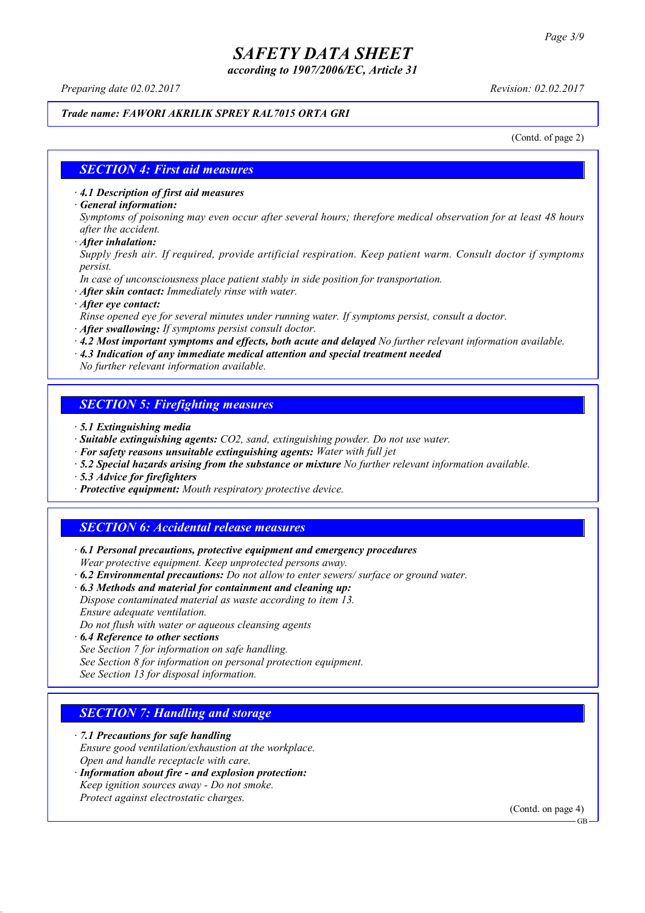# SAFETY DATA SHEET

*according to 1907/2006/EC, Article 31*

*Preparing date 02.02.2017* *Revision: 02.02.2017*

***Trade name: FAWORI AKRILIK SPREY RAL7015 ORTA GRI***

(Contd. of page 2)

## SECTION 4: First aid measures

· ***4.1 Description of first aid measures***

· ***General information:***
*Symptoms of poisoning may even occur after several hours; therefore medical observation for at least 48 hours after the accident.*

· ***After inhalation:***
*Supply fresh air. If required, provide artificial respiration. Keep patient warm. Consult doctor if symptoms persist.*
*In case of unconsciousness place patient stably in side position for transportation.*

· ***After skin contact:*** *Immediately rinse with water.*

· ***After eye contact:***
*Rinse opened eye for several minutes under running water. If symptoms persist, consult a doctor.*

· ***After swallowing:*** *If symptoms persist consult doctor.*

· ***4.2 Most important symptoms and effects, both acute and delayed*** *No further relevant information available.*

· ***4.3 Indication of any immediate medical attention and special treatment needed***
*No further relevant information available.*

## SECTION 5: Firefighting measures

· ***5.1 Extinguishing media***

· ***Suitable extinguishing agents:*** *CO2, sand, extinguishing powder. Do not use water.*

· ***For safety reasons unsuitable extinguishing agents:*** *Water with full jet*

· ***5.2 Special hazards arising from the substance or mixture*** *No further relevant information available.*

· ***5.3 Advice for firefighters***

· ***Protective equipment:*** *Mouth respiratory protective device.*

## SECTION 6: Accidental release measures

· ***6.1 Personal precautions, protective equipment and emergency procedures***
*Wear protective equipment. Keep unprotected persons away.*

· ***6.2 Environmental precautions:*** *Do not allow to enter sewers/ surface or ground water.*

· ***6.3 Methods and material for containment and cleaning up:***
*Dispose contaminated material as waste according to item 13.*
*Ensure adequate ventilation.*
*Do not flush with water or aqueous cleansing agents*

· ***6.4 Reference to other sections***
*See Section 7 for information on safe handling.*
*See Section 8 for information on personal protection equipment.*
*See Section 13 for disposal information.*

## SECTION 7: Handling and storage

· ***7.1 Precautions for safe handling***
*Ensure good ventilation/exhaustion at the workplace.*
*Open and handle receptacle with care.*

· ***Information about fire - and explosion protection:***
*Keep ignition sources away - Do not smoke.*
*Protect against electrostatic charges.*

(Contd. on page 4)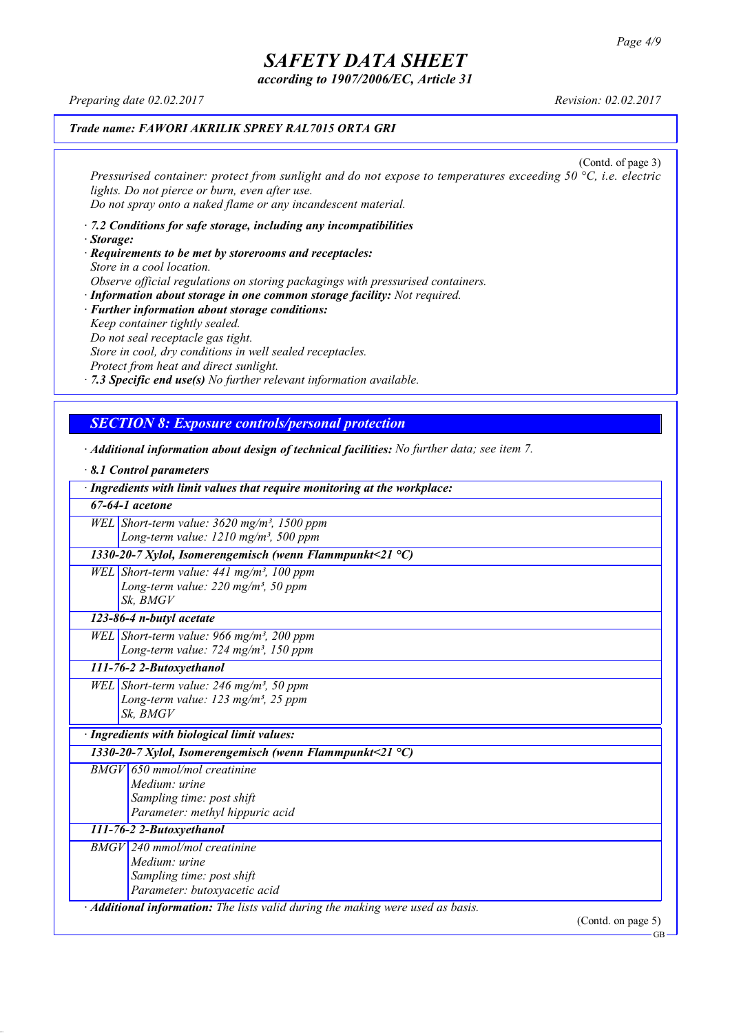*Trade name: FAWORI AKRILIK SPREY RAL7015 ORTA GRI*

(Contd. of page 3)

*Pressurised container: protect from sunlight and do not expose to temperatures exceeding 50 °C, i.e. electric lights. Do not pierce or burn, even after use.*
*Do not spray onto a naked flame or any incandescent material.*

· ***7.2 Conditions for safe storage, including any incompatibilities***
· ***Storage:***
· ***Requirements to be met by storerooms and receptacles:***
*Store in a cool location.*
*Observe official regulations on storing packagings with pressurised containers.*
· ***Information about storage in one common storage facility:*** *Not required.*
· ***Further information about storage conditions:***
*Keep container tightly sealed.*
*Do not seal receptacle gas tight.*
*Store in cool, dry conditions in well sealed receptacles.*
*Protect from heat and direct sunlight.*
· ***7.3 Specific end use(s)*** *No further relevant information available.*

## *SECTION 8: Exposure controls/personal protection*

· ***Additional information about design of technical facilities:*** *No further data; see item 7.*

· ***8.1 Control parameters***

| · ***Ingredients with limit values that require monitoring at the workplace:*** | |
|---|---|
| ***67-64-1 acetone*** | |
| WEL | Short-term value: 3620 mg/m³, 1500 ppm<br>Long-term value: 1210 mg/m³, 500 ppm |
| ***1330-20-7 Xylol, Isomerengemisch (wenn Flammpunkt<21 °C)*** | |
| WEL | Short-term value: 441 mg/m³, 100 ppm<br>Long-term value: 220 mg/m³, 50 ppm<br>Sk, BMGV |
| ***123-86-4 n-butyl acetate*** | |
| WEL | Short-term value: 966 mg/m³, 200 ppm<br>Long-term value: 724 mg/m³, 150 ppm |
| ***111-76-2 2-Butoxyethanol*** | |
| WEL | Short-term value: 246 mg/m³, 50 ppm<br>Long-term value: 123 mg/m³, 25 ppm<br>Sk, BMGV |

| · ***Ingredients with biological limit values:*** | |
|---|---|
| ***1330-20-7 Xylol, Isomerengemisch (wenn Flammpunkt<21 °C)*** | |
| BMGV | 650 mmol/mol creatinine<br>Medium: urine<br>Sampling time: post shift<br>Parameter: methyl hippuric acid |
| ***111-76-2 2-Butoxyethanol*** | |
| BMGV | 240 mmol/mol creatinine<br>Medium: urine<br>Sampling time: post shift<br>Parameter: butoxyacetic acid |

· ***Additional information:*** *The lists valid during the making were used as basis.*

(Contd. on page 5)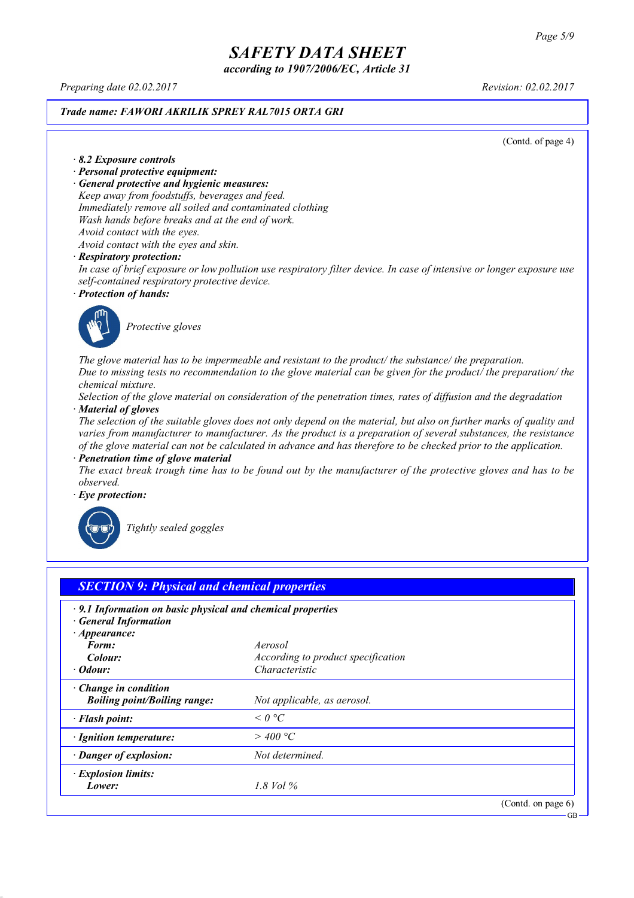*(Contd. of page 4)*

· **8.2 Exposure controls**

· **Personal protective equipment:**

· **General protective and hygienic measures:**

Keep away from foodstuffs, beverages and feed.
Immediately remove all soiled and contaminated clothing
Wash hands before breaks and at the end of work.
Avoid contact with the eyes.
Avoid contact with the eyes and skin.

· **Respiratory protection:**

In case of brief exposure or low pollution use respiratory filter device. In case of intensive or longer exposure use self-contained respiratory protective device.

· **Protection of hands:**

Protective gloves

The glove material has to be impermeable and resistant to the product/ the substance/ the preparation.
Due to missing tests no recommendation to the glove material can be given for the product/ the preparation/ the chemical mixture.
Selection of the glove material on consideration of the penetration times, rates of diffusion and the degradation

· **Material of gloves**

The selection of the suitable gloves does not only depend on the material, but also on further marks of quality and varies from manufacturer to manufacturer. As the product is a preparation of several substances, the resistance of the glove material can not be calculated in advance and has therefore to be checked prior to the application.

· **Penetration time of glove material**

The exact break trough time has to be found out by the manufacturer of the protective gloves and has to be observed.

· **Eye protection:**

Tightly sealed goggles

## SECTION 9: Physical and chemical properties

· **9.1 Information on basic physical and chemical properties**

· **General Information**

| | |
|---|---|
| · **Appearance:** | |
| **Form:** | Aerosol |
| **Colour:** | According to product specification |
| · **Odour:** | Characteristic |
| · **Change in condition** | |
| **Boiling point/Boiling range:** | Not applicable, as aerosol. |
| · **Flash point:** | < 0 °C |
| · **Ignition temperature:** | > 400 °C |
| · **Danger of explosion:** | Not determined. |
| · **Explosion limits:** | |
| **Lower:** | 1.8 Vol % |

*(Contd. on page 6)*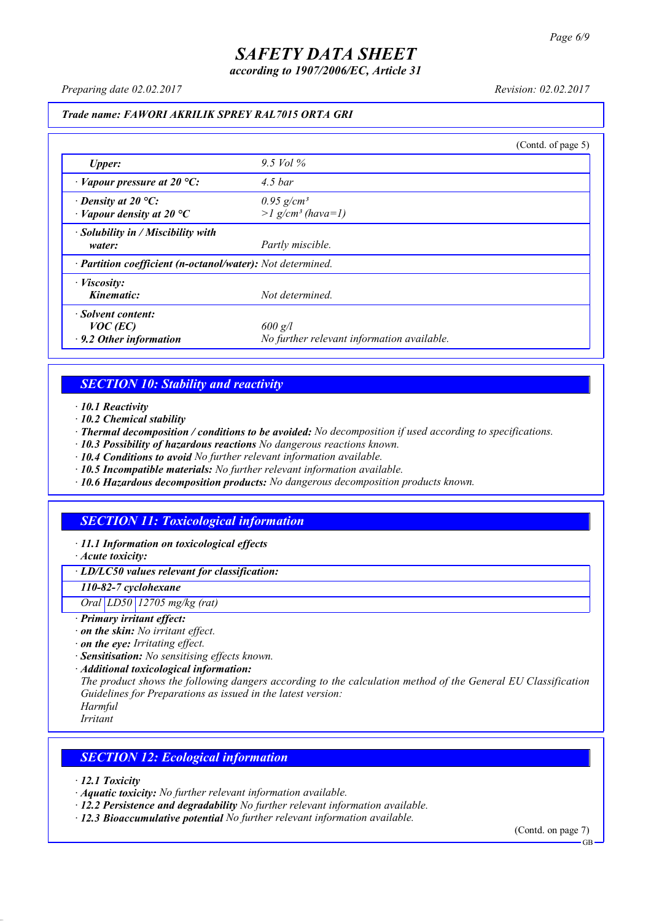*Trade name: FAWORI AKRILIK SPREY RAL7015 ORTA GRI*

(Contd. of page 5)

| | |
|---|---|
| *Upper:* | 9.5 Vol % |
| · *Vapour pressure at 20 °C:* | 4.5 bar |
| · *Density at 20 °C:*<br>· *Vapour density at 20 °C* | 0.95 $g/cm^3$<br>>1 $g/cm^3$ (hava=1) |
| · *Solubility in / Miscibility with water:* | Partly miscible. |
| · *Partition coefficient (n-octanol/water):* | Not determined. |
| · *Viscosity:*<br>*Kinematic:* | Not determined. |
| · *Solvent content:*<br>*VOC (EC)*<br>· *9.2 Other information* | 600 g/l<br>No further relevant information available. |

## *SECTION 10: Stability and reactivity*

· ***10.1 Reactivity***
· ***10.2 Chemical stability***
· ***Thermal decomposition / conditions to be avoided:*** *No decomposition if used according to specifications.*
· ***10.3 Possibility of hazardous reactions*** *No dangerous reactions known.*
· ***10.4 Conditions to avoid*** *No further relevant information available.*
· ***10.5 Incompatible materials:*** *No further relevant information available.*
· ***10.6 Hazardous decomposition products:*** *No dangerous decomposition products known.*

## *SECTION 11: Toxicological information*

· ***11.1 Information on toxicological effects***
· ***Acute toxicity:***

| · *LD/LC50 values relevant for classification:* | | |
|---|---|---|
| ***110-82-7 cyclohexane*** | | |
| Oral | LD50 | 12705 mg/kg (rat) |

· ***Primary irritant effect:***
· ***on the skin:*** *No irritant effect.*
· ***on the eye:*** *Irritating effect.*
· ***Sensitisation:*** *No sensitising effects known.*
· ***Additional toxicological information:***
*The product shows the following dangers according to the calculation method of the General EU Classification Guidelines for Preparations as issued in the latest version:*
*Harmful*
*Irritant*

## *SECTION 12: Ecological information*

· ***12.1 Toxicity***
· ***Aquatic toxicity:*** *No further relevant information available.*
· ***12.2 Persistence and degradability*** *No further relevant information available.*
· ***12.3 Bioaccumulative potential*** *No further relevant information available.*

(Contd. on page 7)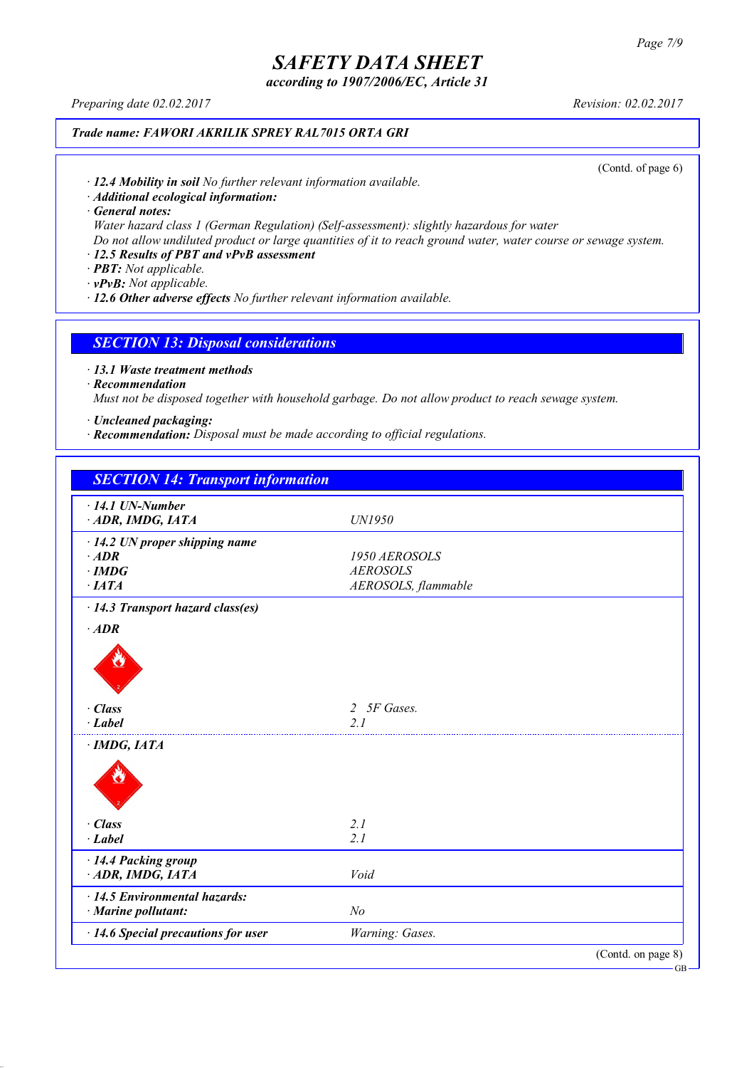Trade name: FAWORI AKRILIK SPREY RAL7015 ORTA GRI

(Contd. of page 6)

· **12.4 Mobility in soil** No further relevant information available.
· **Additional ecological information:**
· **General notes:**
Water hazard class 1 (German Regulation) (Self-assessment): slightly hazardous for water
Do not allow undiluted product or large quantities of it to reach ground water, water course or sewage system.
· **12.5 Results of PBT and vPvB assessment**
· **PBT:** Not applicable.
· **vPvB:** Not applicable.
· **12.6 Other adverse effects** No further relevant information available.

## SECTION 13: Disposal considerations

· **13.1 Waste treatment methods**
· **Recommendation**
Must not be disposed together with household garbage. Do not allow product to reach sewage system.

· **Uncleaned packaging:**
· **Recommendation:** Disposal must be made according to official regulations.

## SECTION 14: Transport information

| | |
|---|---|
| · **14.1 UN-Number** | |
| · **ADR, IMDG, IATA** | UN1950 |
| · **14.2 UN proper shipping name** | |
| · **ADR** | 1950 AEROSOLS |
| · **IMDG** | AEROSOLS |
| · **IATA** | AEROSOLS, flammable |
| · **14.3 Transport hazard class(es)** | |
| · **ADR** | |
| · **Class** | 2 5F Gases. |
| · **Label** | 2.1 |
| · **IMDG, IATA** | |
| · **Class** | 2.1 |
| · **Label** | 2.1 |
| · **14.4 Packing group** | |
| · **ADR, IMDG, IATA** | Void |
| · **14.5 Environmental hazards:** | |
| · **Marine pollutant:** | No |
| · **14.6 Special precautions for user** | Warning: Gases. |

(Contd. on page 8)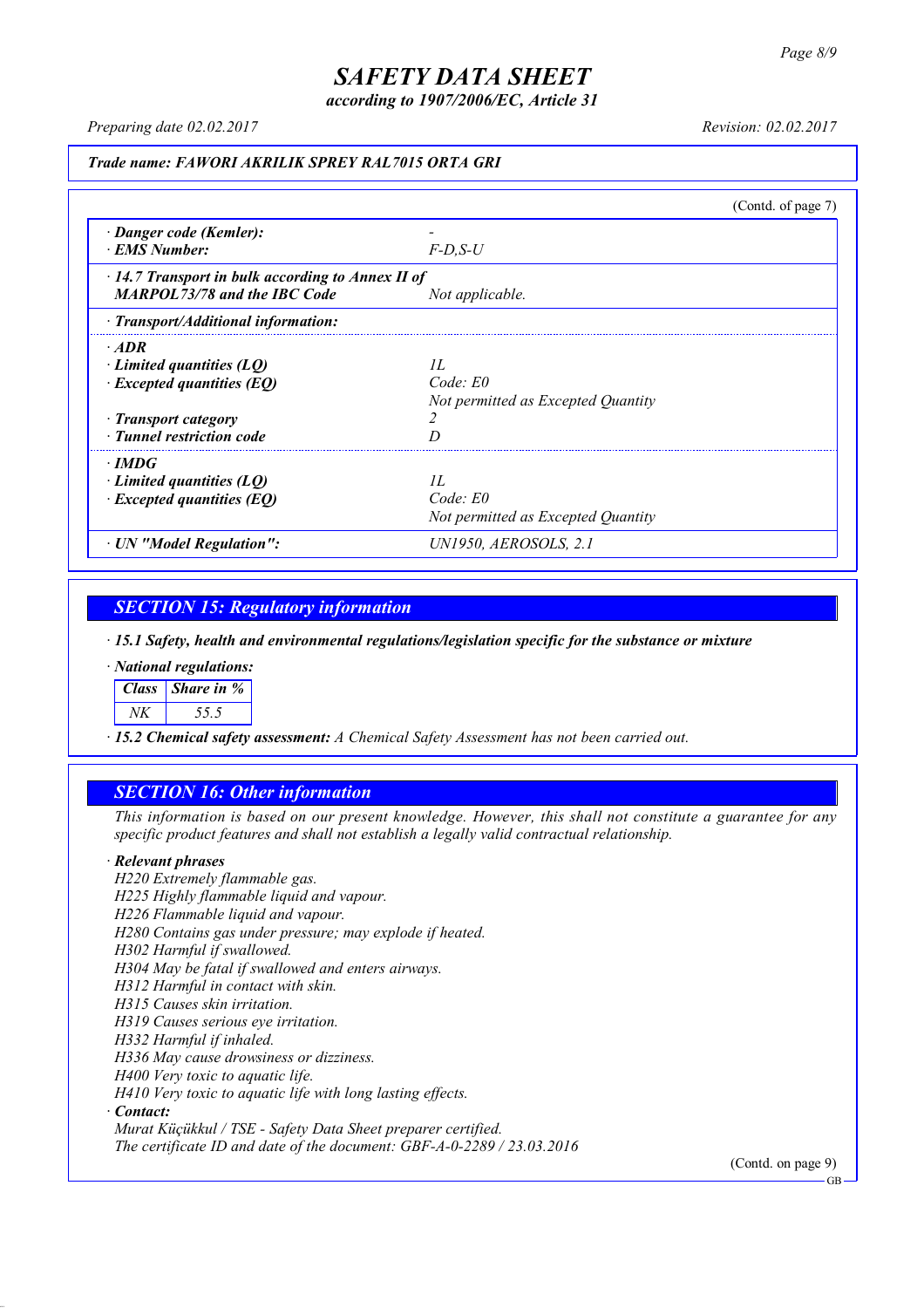**Trade name: FAWORI AKRILIK SPREY RAL7015 ORTA GRI**

(Contd. of page 7)

| | |
|---|---|
| · **Danger code (Kemler):** | - |
| · **EMS Number:** | F-D,S-U |
| · **14.7 Transport in bulk according to Annex II of MARPOL73/78 and the IBC Code** | Not applicable. |
| · **Transport/Additional information:** | |
| · **ADR** | |
| · **Limited quantities (LQ)** | 1L |
| · **Excepted quantities (EQ)** | Code: E0<br>Not permitted as Excepted Quantity |
| · **Transport category** | 2 |
| · **Tunnel restriction code** | D |
| · **IMDG** | |
| · **Limited quantities (LQ)** | 1L |
| · **Excepted quantities (EQ)** | Code: E0<br>Not permitted as Excepted Quantity |
| · **UN "Model Regulation":** | UN1950, AEROSOLS, 2.1 |

## SECTION 15: Regulatory information

· **15.1 Safety, health and environmental regulations/legislation specific for the substance or mixture**

· **National regulations:**

| Class | Share in % |
|---|---|
| NK | 55.5 |

· **15.2 Chemical safety assessment:** A Chemical Safety Assessment has not been carried out.

## SECTION 16: Other information

This information is based on our present knowledge. However, this shall not constitute a guarantee for any specific product features and shall not establish a legally valid contractual relationship.

· **Relevant phrases**

H220 Extremely flammable gas.
H225 Highly flammable liquid and vapour.
H226 Flammable liquid and vapour.
H280 Contains gas under pressure; may explode if heated.
H302 Harmful if swallowed.
H304 May be fatal if swallowed and enters airways.
H312 Harmful in contact with skin.
H315 Causes skin irritation.
H319 Causes serious eye irritation.
H332 Harmful if inhaled.
H336 May cause drowsiness or dizziness.
H400 Very toxic to aquatic life.
H410 Very toxic to aquatic life with long lasting effects.

· **Contact:**

Murat Küçükkul / TSE - Safety Data Sheet preparer certified.
The certificate ID and date of the document: GBF-A-0-2289 / 23.03.2016

(Contd. on page 9)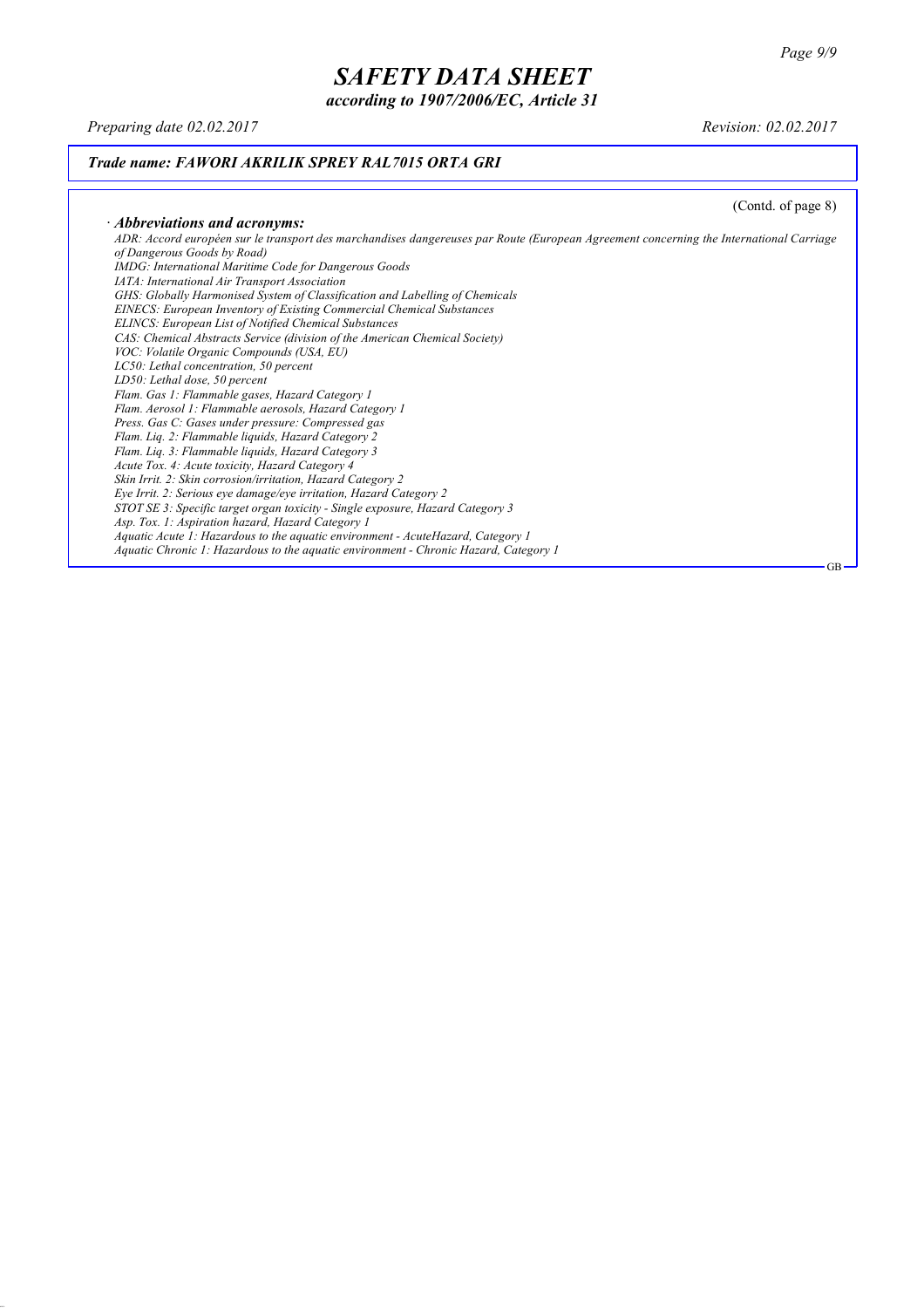(Contd. of page 8)

· ***Abbreviations and acronyms:***

*ADR: Accord européen sur le transport des marchandises dangereuses par Route (European Agreement concerning the International Carriage of Dangerous Goods by Road)*
*IMDG: International Maritime Code for Dangerous Goods*
*IATA: International Air Transport Association*
*GHS: Globally Harmonised System of Classification and Labelling of Chemicals*
*EINECS: European Inventory of Existing Commercial Chemical Substances*
*ELINCS: European List of Notified Chemical Substances*
*CAS: Chemical Abstracts Service (division of the American Chemical Society)*
*VOC: Volatile Organic Compounds (USA, EU)*
*LC50: Lethal concentration, 50 percent*
*LD50: Lethal dose, 50 percent*
*Flam. Gas 1: Flammable gases, Hazard Category 1*
*Flam. Aerosol 1: Flammable aerosols, Hazard Category 1*
*Press. Gas C: Gases under pressure: Compressed gas*
*Flam. Liq. 2: Flammable liquids, Hazard Category 2*
*Flam. Liq. 3: Flammable liquids, Hazard Category 3*
*Acute Tox. 4: Acute toxicity, Hazard Category 4*
*Skin Irrit. 2: Skin corrosion/irritation, Hazard Category 2*
*Eye Irrit. 2: Serious eye damage/eye irritation, Hazard Category 2*
*STOT SE 3: Specific target organ toxicity - Single exposure, Hazard Category 3*
*Asp. Tox. 1: Aspiration hazard, Hazard Category 1*
*Aquatic Acute 1: Hazardous to the aquatic environment - AcuteHazard, Category 1*
*Aquatic Chronic 1: Hazardous to the aquatic environment - Chronic Hazard, Category 1*